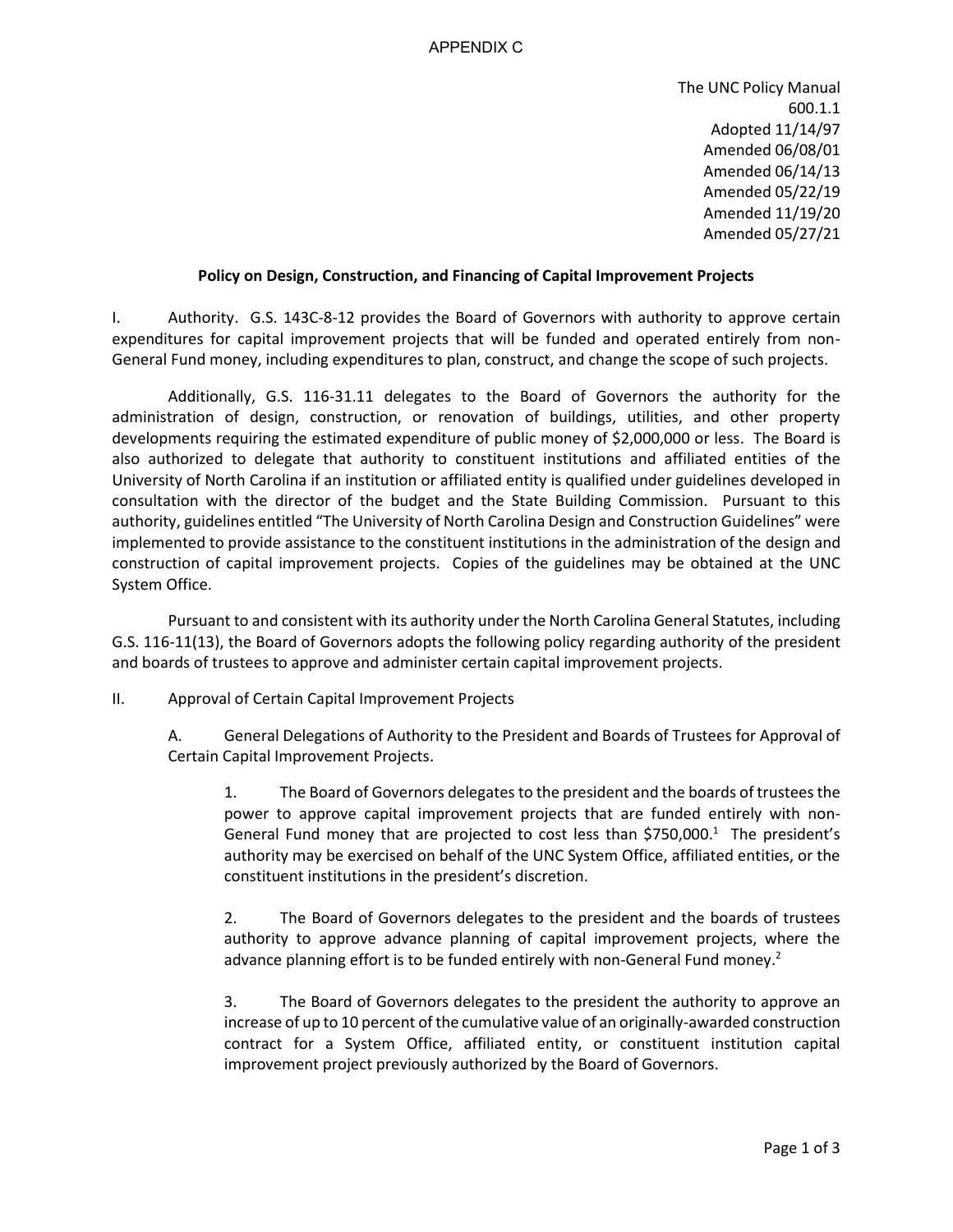APPENDIX C

The UNC Policy Manual
600.1.1
Adopted 11/14/97
Amended 06/08/01
Amended 06/14/13
Amended 05/22/19
Amended 11/19/20
Amended 05/27/21

**Policy on Design, Construction, and Financing of Capital Improvement Projects**

I. Authority. G.S. 143C-8-12 provides the Board of Governors with authority to approve certain expenditures for capital improvement projects that will be funded and operated entirely from non-General Fund money, including expenditures to plan, construct, and change the scope of such projects.

Additionally, G.S. 116-31.11 delegates to the Board of Governors the authority for the administration of design, construction, or renovation of buildings, utilities, and other property developments requiring the estimated expenditure of public money of $2,000,000 or less. The Board is also authorized to delegate that authority to constituent institutions and affiliated entities of the University of North Carolina if an institution or affiliated entity is qualified under guidelines developed in consultation with the director of the budget and the State Building Commission. Pursuant to this authority, guidelines entitled "The University of North Carolina Design and Construction Guidelines" were implemented to provide assistance to the constituent institutions in the administration of the design and construction of capital improvement projects. Copies of the guidelines may be obtained at the UNC System Office.

Pursuant to and consistent with its authority under the North Carolina General Statutes, including G.S. 116-11(13), the Board of Governors adopts the following policy regarding authority of the president and boards of trustees to approve and administer certain capital improvement projects.

II. Approval of Certain Capital Improvement Projects

A. General Delegations of Authority to the President and Boards of Trustees for Approval of Certain Capital Improvement Projects.

1. The Board of Governors delegates to the president and the boards of trustees the power to approve capital improvement projects that are funded entirely with non-General Fund money that are projected to cost less than $750,000.[1] The president's authority may be exercised on behalf of the UNC System Office, affiliated entities, or the constituent institutions in the president's discretion.

2. The Board of Governors delegates to the president and the boards of trustees authority to approve advance planning of capital improvement projects, where the advance planning effort is to be funded entirely with non-General Fund money.[2]

3. The Board of Governors delegates to the president the authority to approve an increase of up to 10 percent of the cumulative value of an originally-awarded construction contract for a System Office, affiliated entity, or constituent institution capital improvement project previously authorized by the Board of Governors.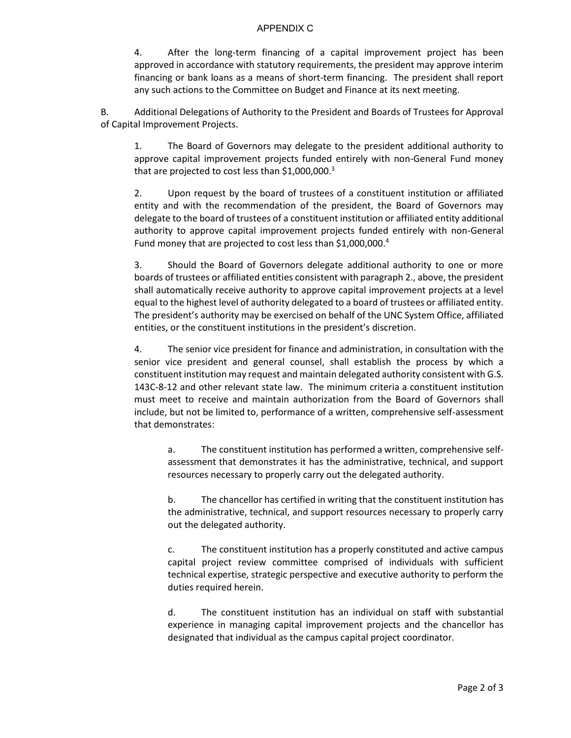4. After the long-term financing of a capital improvement project has been approved in accordance with statutory requirements, the president may approve interim financing or bank loans as a means of short-term financing. The president shall report any such actions to the Committee on Budget and Finance at its next meeting.

B. Additional Delegations of Authority to the President and Boards of Trustees for Approval of Capital Improvement Projects.

1. The Board of Governors may delegate to the president additional authority to approve capital improvement projects funded entirely with non-General Fund money that are projected to cost less than $1,000,000.[3]

2. Upon request by the board of trustees of a constituent institution or affiliated entity and with the recommendation of the president, the Board of Governors may delegate to the board of trustees of a constituent institution or affiliated entity additional authority to approve capital improvement projects funded entirely with non-General Fund money that are projected to cost less than $1,000,000.[4]

3. Should the Board of Governors delegate additional authority to one or more boards of trustees or affiliated entities consistent with paragraph 2., above, the president shall automatically receive authority to approve capital improvement projects at a level equal to the highest level of authority delegated to a board of trustees or affiliated entity. The president's authority may be exercised on behalf of the UNC System Office, affiliated entities, or the constituent institutions in the president's discretion.

4. The senior vice president for finance and administration, in consultation with the senior vice president and general counsel, shall establish the process by which a constituent institution may request and maintain delegated authority consistent with G.S. 143C-8-12 and other relevant state law. The minimum criteria a constituent institution must meet to receive and maintain authorization from the Board of Governors shall include, but not be limited to, performance of a written, comprehensive self-assessment that demonstrates:

a. The constituent institution has performed a written, comprehensive self-assessment that demonstrates it has the administrative, technical, and support resources necessary to properly carry out the delegated authority.

b. The chancellor has certified in writing that the constituent institution has the administrative, technical, and support resources necessary to properly carry out the delegated authority.

c. The constituent institution has a properly constituted and active campus capital project review committee comprised of individuals with sufficient technical expertise, strategic perspective and executive authority to perform the duties required herein.

d. The constituent institution has an individual on staff with substantial experience in managing capital improvement projects and the chancellor has designated that individual as the campus capital project coordinator.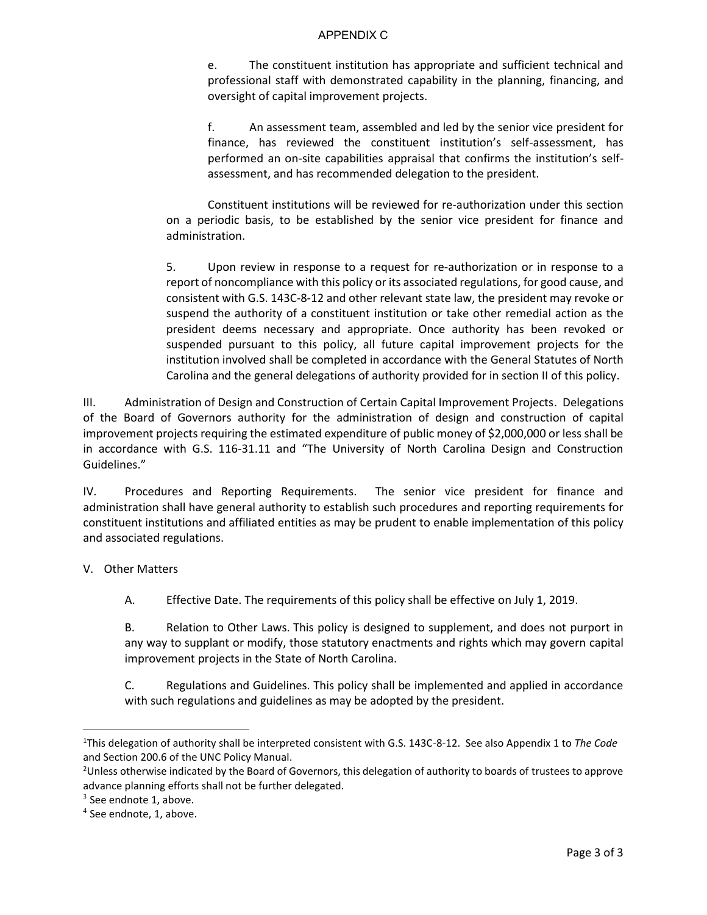e. The constituent institution has appropriate and sufficient technical and professional staff with demonstrated capability in the planning, financing, and oversight of capital improvement projects.

f. An assessment team, assembled and led by the senior vice president for finance, has reviewed the constituent institution's self-assessment, has performed an on-site capabilities appraisal that confirms the institution's self-assessment, and has recommended delegation to the president.

Constituent institutions will be reviewed for re-authorization under this section on a periodic basis, to be established by the senior vice president for finance and administration.

5. Upon review in response to a request for re-authorization or in response to a report of noncompliance with this policy or its associated regulations, for good cause, and consistent with G.S. 143C-8-12 and other relevant state law, the president may revoke or suspend the authority of a constituent institution or take other remedial action as the president deems necessary and appropriate. Once authority has been revoked or suspended pursuant to this policy, all future capital improvement projects for the institution involved shall be completed in accordance with the General Statutes of North Carolina and the general delegations of authority provided for in section II of this policy.

III. Administration of Design and Construction of Certain Capital Improvement Projects. Delegations of the Board of Governors authority for the administration of design and construction of capital improvement projects requiring the estimated expenditure of public money of $2,000,000 or less shall be in accordance with G.S. 116-31.11 and "The University of North Carolina Design and Construction Guidelines."

IV. Procedures and Reporting Requirements. The senior vice president for finance and administration shall have general authority to establish such procedures and reporting requirements for constituent institutions and affiliated entities as may be prudent to enable implementation of this policy and associated regulations.

V. Other Matters

A. Effective Date. The requirements of this policy shall be effective on July 1, 2019.

B. Relation to Other Laws. This policy is designed to supplement, and does not purport in any way to supplant or modify, those statutory enactments and rights which may govern capital improvement projects in the State of North Carolina.

C. Regulations and Guidelines. This policy shall be implemented and applied in accordance with such regulations and guidelines as may be adopted by the president.

---

[1]This delegation of authority shall be interpreted consistent with G.S. 143C-8-12. See also Appendix 1 to *The Code* and Section 200.6 of the UNC Policy Manual.

[2]Unless otherwise indicated by the Board of Governors, this delegation of authority to boards of trustees to approve advance planning efforts shall not be further delegated.

[3] See endnote 1, above.

[4] See endnote, 1, above.